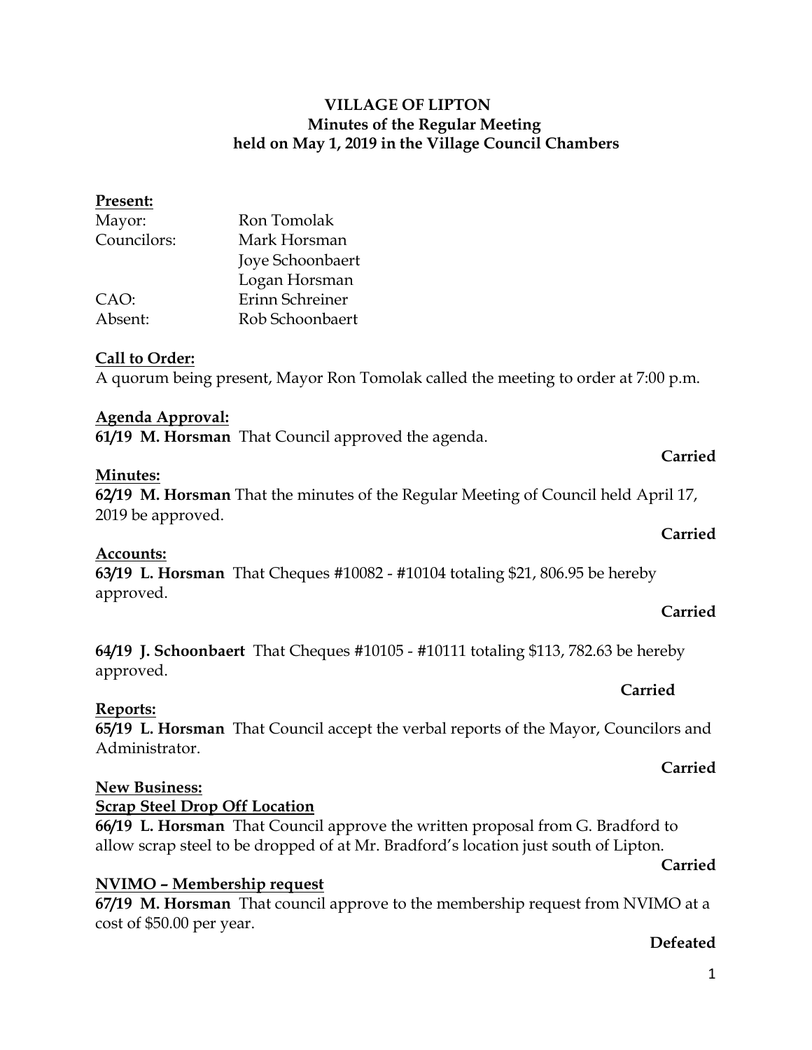# VILLAGE OF LIPTON
## Minutes of the Regular Meeting
## held on May 1, 2019 in the Village Council Chambers

**Present:**

| | |
|---|---|
| Mayor: | Ron Tomolak |
| Councilors: | Mark Horsman |
| | Joye Schoonbaert |
| | Logan Horsman |
| CAO: | Erinn Schreiner |
| Absent: | Rob Schoonbaert |

**Call to Order:**

A quorum being present, Mayor Ron Tomolak called the meeting to order at 7:00 p.m.

**Agenda Approval:**

**61/19 M. Horsman** That Council approved the agenda.

**Carried**

**Minutes:**

**62/19 M. Horsman** That the minutes of the Regular Meeting of Council held April 17, 2019 be approved.

**Carried**

**Accounts:**

**63/19 L. Horsman** That Cheques #10082 - #10104 totaling $21, 806.95 be hereby approved.

**Carried**

**64/19 J. Schoonbaert** That Cheques #10105 - #10111 totaling $113, 782.63 be hereby approved.

**Carried**

**Reports:**

**65/19 L. Horsman** That Council accept the verbal reports of the Mayor, Councilors and Administrator.

**Carried**

**New Business:**

**Scrap Steel Drop Off Location**

**66/19 L. Horsman** That Council approve the written proposal from G. Bradford to allow scrap steel to be dropped of at Mr. Bradford's location just south of Lipton.

**Carried**

**NVIMO – Membership request**

**67/19 M. Horsman** That council approve to the membership request from NVIMO at a cost of $50.00 per year.

**Defeated**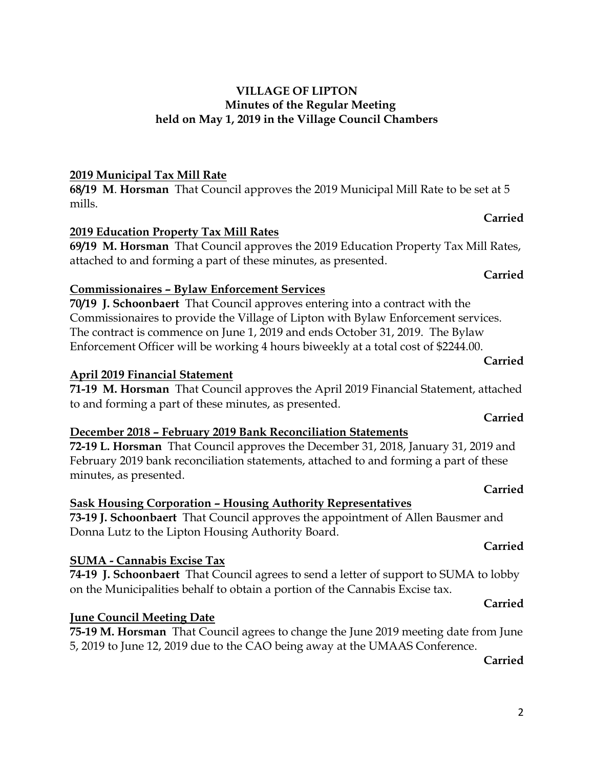**VILLAGE OF LIPTON**
**Minutes of the Regular Meeting**
**held on May 1, 2019 in the Village Council Chambers**

**2019 Municipal Tax Mill Rate**

**68/19 M. Horsman** That Council approves the 2019 Municipal Mill Rate to be set at 5 mills.

**Carried**

**2019 Education Property Tax Mill Rates**

**69/19 M. Horsman** That Council approves the 2019 Education Property Tax Mill Rates, attached to and forming a part of these minutes, as presented.

**Carried**

**Commissionaires – Bylaw Enforcement Services**

**70/19 J. Schoonbaert** That Council approves entering into a contract with the Commissionaires to provide the Village of Lipton with Bylaw Enforcement services. The contract is commence on June 1, 2019 and ends October 31, 2019. The Bylaw Enforcement Officer will be working 4 hours biweekly at a total cost of $2244.00.

**Carried**

**April 2019 Financial Statement**

**71-19 M. Horsman** That Council approves the April 2019 Financial Statement, attached to and forming a part of these minutes, as presented.

**Carried**

**December 2018 – February 2019 Bank Reconciliation Statements**

**72-19 L. Horsman** That Council approves the December 31, 2018, January 31, 2019 and February 2019 bank reconciliation statements, attached to and forming a part of these minutes, as presented.

**Carried**

**Sask Housing Corporation – Housing Authority Representatives**

**73-19 J. Schoonbaert** That Council approves the appointment of Allen Bausmer and Donna Lutz to the Lipton Housing Authority Board.

**Carried**

**SUMA - Cannabis Excise Tax**

**74-19 J. Schoonbaert** That Council agrees to send a letter of support to SUMA to lobby on the Municipalities behalf to obtain a portion of the Cannabis Excise tax.

**Carried**

**June Council Meeting Date**

**75-19 M. Horsman** That Council agrees to change the June 2019 meeting date from June 5, 2019 to June 12, 2019 due to the CAO being away at the UMAAS Conference.

**Carried**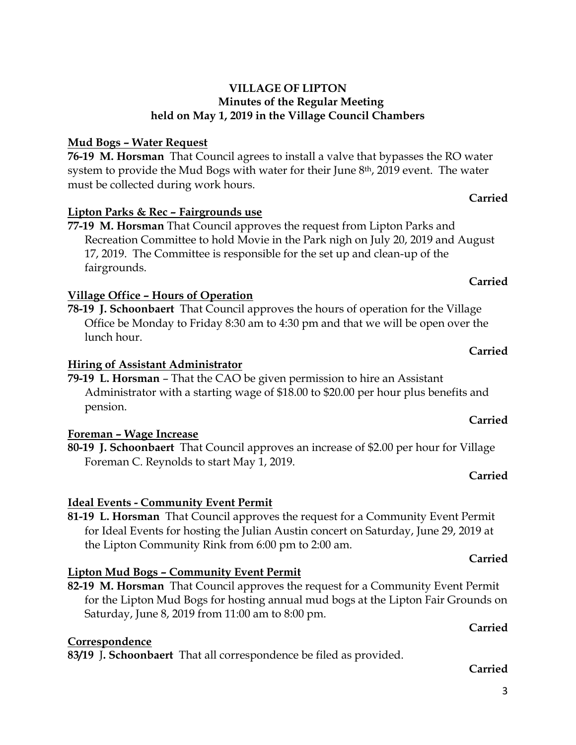**VILLAGE OF LIPTON**
**Minutes of the Regular Meeting**
**held on May 1, 2019 in the Village Council Chambers**

**Mud Bogs – Water Request**

**76-19 M. Horsman** That Council agrees to install a valve that bypasses the RO water system to provide the Mud Bogs with water for their June 8th, 2019 event. The water must be collected during work hours.

**Carried**

**Lipton Parks & Rec – Fairgrounds use**

**77-19 M. Horsman** That Council approves the request from Lipton Parks and Recreation Committee to hold Movie in the Park nigh on July 20, 2019 and August 17, 2019. The Committee is responsible for the set up and clean-up of the fairgrounds.

**Carried**

**Village Office – Hours of Operation**

**78-19 J. Schoonbaert** That Council approves the hours of operation for the Village Office be Monday to Friday 8:30 am to 4:30 pm and that we will be open over the lunch hour.

**Carried**

**Hiring of Assistant Administrator**

**79-19 L. Horsman** – That the CAO be given permission to hire an Assistant Administrator with a starting wage of $18.00 to $20.00 per hour plus benefits and pension.

**Carried**

**Foreman – Wage Increase**

**80-19 J. Schoonbaert** That Council approves an increase of $2.00 per hour for Village Foreman C. Reynolds to start May 1, 2019.

**Carried**

**Ideal Events - Community Event Permit**

**81-19 L. Horsman** That Council approves the request for a Community Event Permit for Ideal Events for hosting the Julian Austin concert on Saturday, June 29, 2019 at the Lipton Community Rink from 6:00 pm to 2:00 am.

**Carried**

**Lipton Mud Bogs – Community Event Permit**

**82-19 M. Horsman** That Council approves the request for a Community Event Permit for the Lipton Mud Bogs for hosting annual mud bogs at the Lipton Fair Grounds on Saturday, June 8, 2019 from 11:00 am to 8:00 pm.

**Carried**

**Correspondence**

**83/19 J. Schoonbaert** That all correspondence be filed as provided.

**Carried**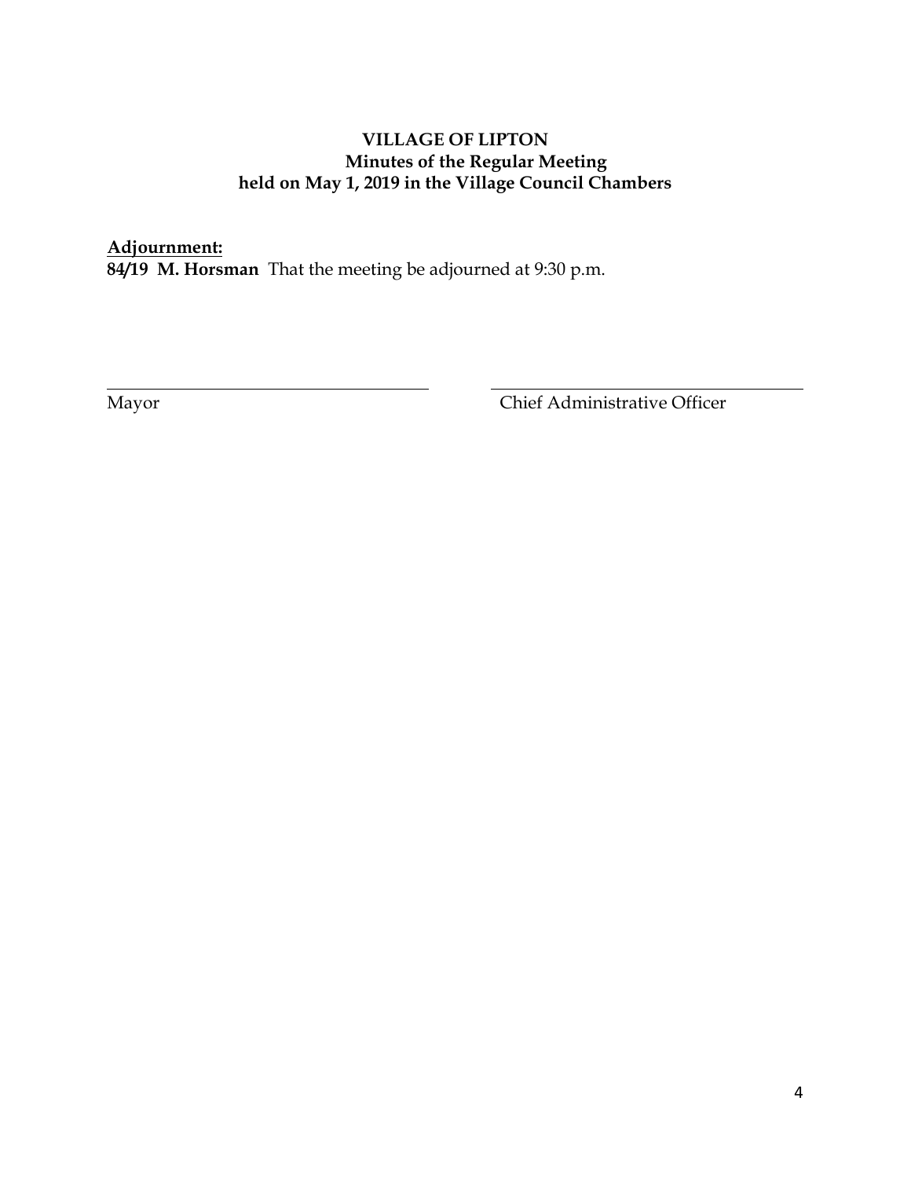**VILLAGE OF LIPTON**
**Minutes of the Regular Meeting**
**held on May 1, 2019 in the Village Council Chambers**

**Adjournment:**

**84/19 M. Horsman** That the meeting be adjourned at 9:30 p.m.

Mayor

Chief Administrative Officer